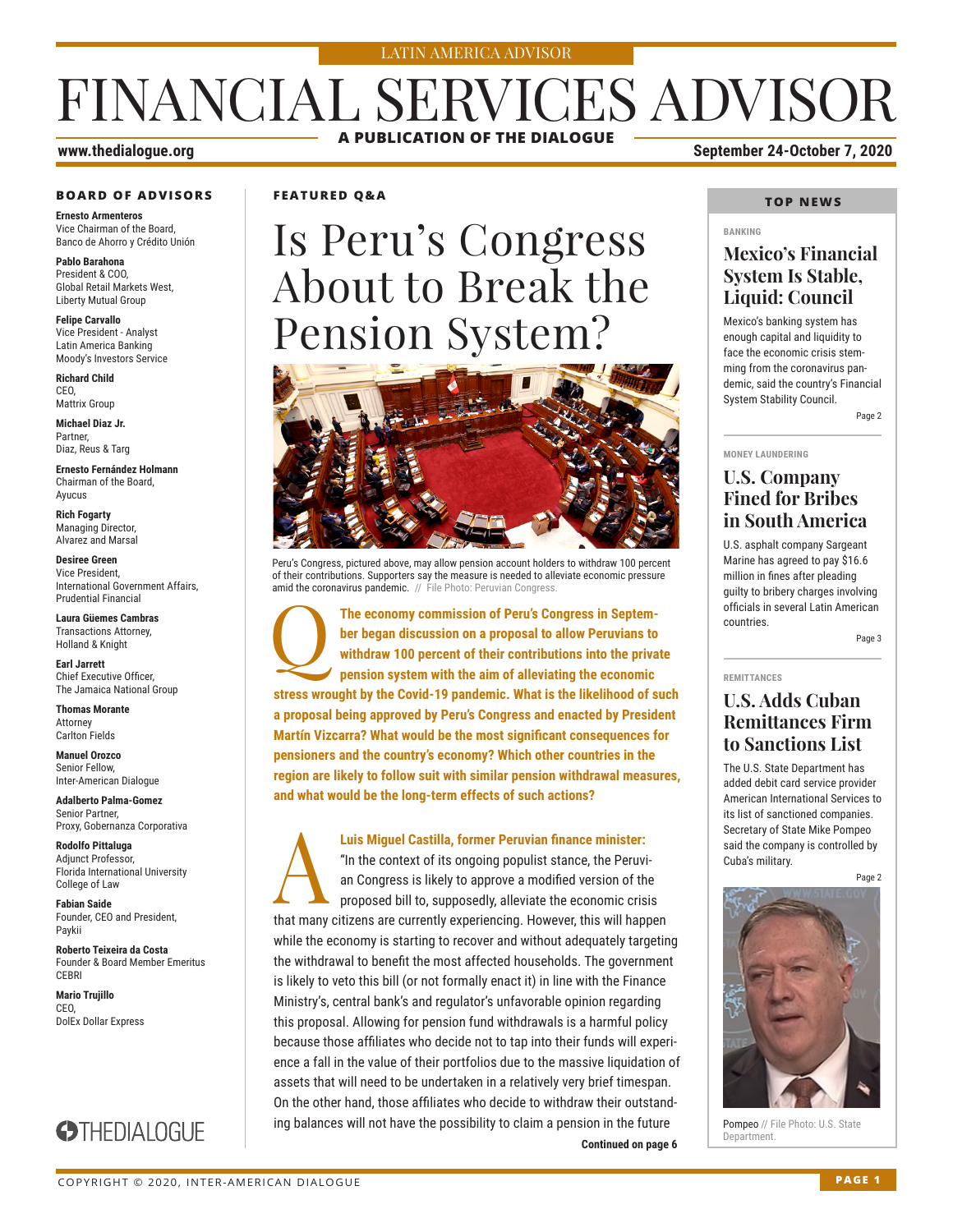LATIN AMERICA ADVISOR

# FINANCIAL SERVICES ADVISOR

**A PUBLICATION OF THE DIALOGUE**

**www.thedialogue.org**

**September 24-October 7, 2020**

### BOARD OF ADVISORS

**Ernesto Armenteros**
Vice Chairman of the Board, Banco de Ahorro y Crédito Unión

**Pablo Barahona**
President & COO, Global Retail Markets West, Liberty Mutual Group

**Felipe Carvallo**
Vice President - Analyst Latin America Banking Moody's Investors Service

**Richard Child**
CEO, Mattrix Group

**Michael Diaz Jr.**
Partner, Diaz, Reus & Targ

**Ernesto Fernández Holmann**
Chairman of the Board, Ayucus

**Rich Fogarty**
Managing Director, Alvarez and Marsal

**Desiree Green**
Vice President, International Government Affairs, Prudential Financial

**Laura Güemes Cambras**
Transactions Attorney, Holland & Knight

**Earl Jarrett**
Chief Executive Officer, The Jamaica National Group

**Thomas Morante**
Attorney Carlton Fields

**Manuel Orozco**
Senior Fellow, Inter-American Dialogue

**Adalberto Palma-Gomez**
Senior Partner, Proxy, Gobernanza Corporativa

**Rodolfo Pittaluga**
Adjunct Professor, Florida International University College of Law

**Fabian Saide**
Founder, CEO and President, Paykii

**Roberto Teixeira da Costa**
Founder & Board Member Emeritus CEBRI

**Mario Trujillo**
CEO, DolEx Dollar Express

THEDIALOGUE

### FEATURED Q&A

# Is Peru's Congress About to Break the Pension System?

Peru's Congress, pictured above, may allow pension account holders to withdraw 100 percent of their contributions. Supporters say the measure is needed to alleviate economic pressure amid the coronavirus pandemic. // File Photo: Peruvian Congress.

**Q: The economy commission of Peru's Congress in September began discussion on a proposal to allow Peruvians to withdraw 100 percent of their contributions into the private pension system with the aim of alleviating the economic stress wrought by the Covid-19 pandemic. What is the likelihood of such a proposal being approved by Peru's Congress and enacted by President Martín Vizcarra? What would be the most significant consequences for pensioners and the country's economy? Which other countries in the region are likely to follow suit with similar pension withdrawal measures, and what would be the long-term effects of such actions?**

**A: Luis Miguel Castilla, former Peruvian finance minister:** "In the context of its ongoing populist stance, the Peruvian Congress is likely to approve a modified version of the proposed bill to, supposedly, alleviate the economic crisis that many citizens are currently experiencing. However, this will happen while the economy is starting to recover and without adequately targeting the withdrawal to benefit the most affected households. The government is likely to veto this bill (or not formally enact it) in line with the Finance Ministry's, central bank's and regulator's unfavorable opinion regarding this proposal. Allowing for pension fund withdrawals is a harmful policy because those affiliates who decide not to tap into their funds will experience a fall in the value of their portfolios due to the massive liquidation of assets that will need to be undertaken in a relatively very brief timespan. On the other hand, those affiliates who decide to withdraw their outstanding balances will not have the possibility to claim a pension in the future

**Continued on page 6**

### TOP NEWS

BANKING

## Mexico's Financial System Is Stable, Liquid: Council

Mexico's banking system has enough capital and liquidity to face the economic crisis stemming from the coronavirus pandemic, said the country's Financial System Stability Council.

Page 2

MONEY LAUNDERING

## U.S. Company Fined for Bribes in South America

U.S. asphalt company Sargeant Marine has agreed to pay $16.6 million in fines after pleading guilty to bribery charges involving officials in several Latin American countries.

Page 3

REMITTANCES

## U.S. Adds Cuban Remittances Firm to Sanctions List

The U.S. State Department has added debit card service provider American International Services to its list of sanctioned companies. Secretary of State Mike Pompeo said the company is controlled by Cuba's military.

Page 2

Pompeo // File Photo: U.S. State Department.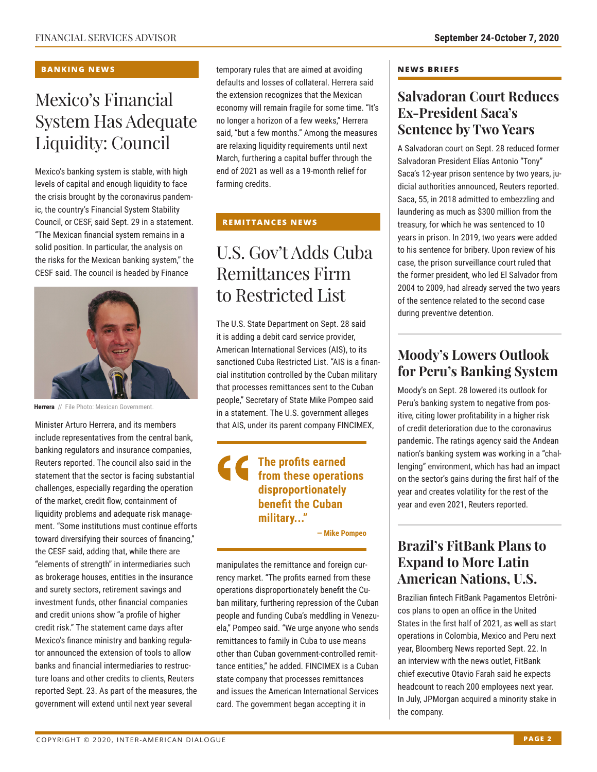## BANKING NEWS

# Mexico's Financial System Has Adequate Liquidity: Council

Mexico's banking system is stable, with high levels of capital and enough liquidity to face the crisis brought by the coronavirus pandemic, the country's Financial System Stability Council, or CESF, said Sept. 29 in a statement. "The Mexican financial system remains in a solid position. In particular, the analysis on the risks for the Mexican banking system," the CESF said. The council is headed by Finance Minister Arturo Herrera, and its members include representatives from the central bank, banking regulators and insurance companies, Reuters reported. The council also said in the statement that the sector is facing substantial challenges, especially regarding the operation of the market, credit flow, containment of liquidity problems and adequate risk management. "Some institutions must continue efforts toward diversifying their sources of financing," the CESF said, adding that, while there are "elements of strength" in intermediaries such as brokerage houses, entities in the insurance and surety sectors, retirement savings and investment funds, other financial companies and credit unions show "a profile of higher credit risk." The statement came days after Mexico's finance ministry and banking regulator announced the extension of tools to allow banks and financial intermediaries to restructure loans and other credits to clients, Reuters reported Sept. 23. As part of the measures, the government will extend until next year several temporary rules that are aimed at avoiding defaults and losses of collateral. Herrera said the extension recognizes that the Mexican economy will remain fragile for some time. "It's no longer a horizon of a few weeks," Herrera said, "but a few months." Among the measures are relaxing liquidity requirements until next March, furthering a capital buffer through the end of 2021 as well as a 19-month relief for farming credits.

**Herrera** // File Photo: Mexican Government.

## REMITTANCES NEWS

# U.S. Gov't Adds Cuba Remittances Firm to Restricted List

The U.S. State Department on Sept. 28 said it is adding a debit card service provider, American International Services (AIS), to its sanctioned Cuba Restricted List. "AIS is a financial institution controlled by the Cuban military that processes remittances sent to the Cuban people," Secretary of State Mike Pompeo said in a statement. The U.S. government alleges that AIS, under its parent company FINCIMEX, manipulates the remittance and foreign currency market. "The profits earned from these operations disproportionately benefit the Cuban military, furthering repression of the Cuban people and funding Cuba's meddling in Venezuela," Pompeo said. "We urge anyone who sends remittances to family in Cuba to use means other than Cuban government-controlled remittance entities," he added. FINCIMEX is a Cuban state company that processes remittances and issues the American International Services card. The government began accepting it in

> **The profits earned from these operations disproportionately benefit the Cuban military..."**
>
> — Mike Pompeo

## NEWS BRIEFS

### Salvadoran Court Reduces Ex-President Saca's Sentence by Two Years

A Salvadoran court on Sept. 28 reduced former Salvadoran President Elías Antonio "Tony" Saca's 12-year prison sentence by two years, judicial authorities announced, Reuters reported. Saca, 55, in 2018 admitted to embezzling and laundering as much as $300 million from the treasury, for which he was sentenced to 10 years in prison. In 2019, two years were added to his sentence for bribery. Upon review of his case, the prison surveillance court ruled that the former president, who led El Salvador from 2004 to 2009, had already served the two years of the sentence related to the second case during preventive detention.

### Moody's Lowers Outlook for Peru's Banking System

Moody's on Sept. 28 lowered its outlook for Peru's banking system to negative from positive, citing lower profitability in a higher risk of credit deterioration due to the coronavirus pandemic. The ratings agency said the Andean nation's banking system was working in a "challenging" environment, which has had an impact on the sector's gains during the first half of the year and creates volatility for the rest of the year and even 2021, Reuters reported.

### Brazil's FitBank Plans to Expand to More Latin American Nations, U.S.

Brazilian fintech FitBank Pagamentos Eletrônicos plans to open an office in the United States in the first half of 2021, as well as start operations in Colombia, Mexico and Peru next year, Bloomberg News reported Sept. 22. In an interview with the news outlet, FitBank chief executive Otavio Farah said he expects headcount to reach 200 employees next year. In July, JPMorgan acquired a minority stake in the company.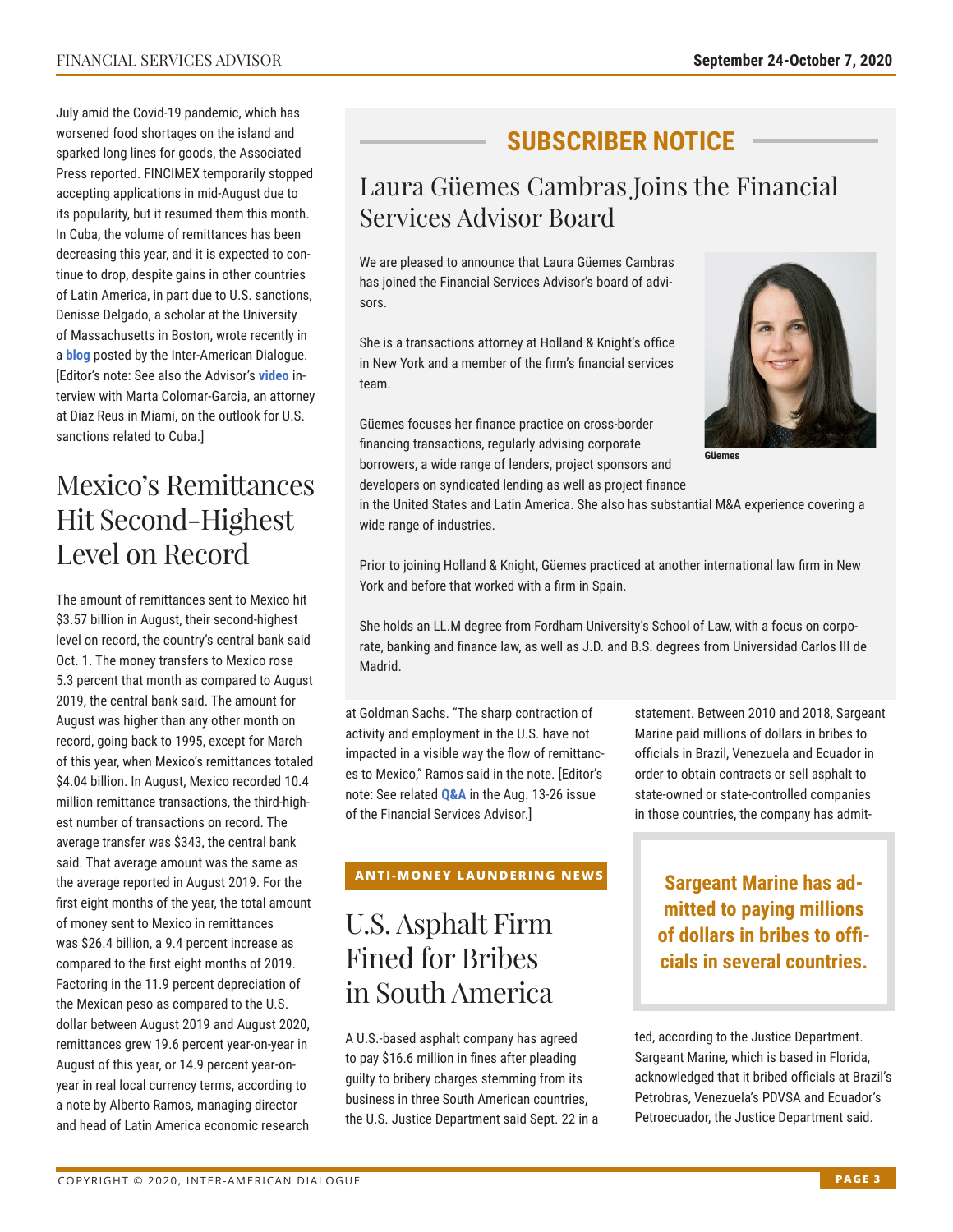July amid the Covid-19 pandemic, which has worsened food shortages on the island and sparked long lines for goods, the Associated Press reported. FINCIMEX temporarily stopped accepting applications in mid-August due to its popularity, but it resumed them this month. In Cuba, the volume of remittances has been decreasing this year, and it is expected to continue to drop, despite gains in other countries of Latin America, in part due to U.S. sanctions, Denisse Delgado, a scholar at the University of Massachusetts in Boston, wrote recently in a **blog** posted by the Inter-American Dialogue. [Editor's note: See also the Advisor's **video** interview with Marta Colomar-Garcia, an attorney at Diaz Reus in Miami, on the outlook for U.S. sanctions related to Cuba.]

## Mexico's Remittances Hit Second-Highest Level on Record

The amount of remittances sent to Mexico hit $3.57 billion in August, their second-highest level on record, the country's central bank said Oct. 1. The money transfers to Mexico rose 5.3 percent that month as compared to August 2019, the central bank said. The amount for August was higher than any other month on record, going back to 1995, except for March of this year, when Mexico's remittances totaled $4.04 billion. In August, Mexico recorded 10.4 million remittance transactions, the third-highest number of transactions on record. The average transfer was $343, the central bank said. That average amount was the same as the average reported in August 2019. For the first eight months of the year, the total amount of money sent to Mexico in remittances was $26.4 billion, a 9.4 percent increase as compared to the first eight months of 2019. Factoring in the 11.9 percent depreciation of the Mexican peso as compared to the U.S. dollar between August 2019 and August 2020, remittances grew 19.6 percent year-on-year in August of this year, or 14.9 percent year-on-year in real local currency terms, according to a note by Alberto Ramos, managing director and head of Latin America economic research at Goldman Sachs. "The sharp contraction of activity and employment in the U.S. have not impacted in a visible way the flow of remittances to Mexico," Ramos said in the note. [Editor's note: See related **Q&A** in the Aug. 13-26 issue of the Financial Services Advisor.]

## SUBSCRIBER NOTICE

### Laura Güemes Cambras Joins the Financial Services Advisor Board

We are pleased to announce that Laura Güemes Cambras has joined the Financial Services Advisor's board of advisors.

She is a transactions attorney at Holland & Knight's office in New York and a member of the firm's financial services team.

Güemes focuses her finance practice on cross-border financing transactions, regularly advising corporate borrowers, a wide range of lenders, project sponsors and developers on syndicated lending as well as project finance in the United States and Latin America. She also has substantial M&A experience covering a wide range of industries.

Güemes

Prior to joining Holland & Knight, Güemes practiced at another international law firm in New York and before that worked with a firm in Spain.

She holds an LL.M degree from Fordham University's School of Law, with a focus on corporate, banking and finance law, as well as J.D. and B.S. degrees from Universidad Carlos III de Madrid.

**ANTI-MONEY LAUNDERING NEWS**

## U.S. Asphalt Firm Fined for Bribes in South America

A U.S.-based asphalt company has agreed to pay $16.6 million in fines after pleading guilty to bribery charges stemming from its business in three South American countries, the U.S. Justice Department said Sept. 22 in a statement. Between 2010 and 2018, Sargeant Marine paid millions of dollars in bribes to officials in Brazil, Venezuela and Ecuador in order to obtain contracts or sell asphalt to state-owned or state-controlled companies in those countries, the company has admitted, according to the Justice Department. Sargeant Marine, which is based in Florida, acknowledged that it bribed officials at Brazil's Petrobras, Venezuela's PDVSA and Ecuador's Petroecuador, the Justice Department said.

**Sargeant Marine has admitted to paying millions of dollars in bribes to officials in several countries.**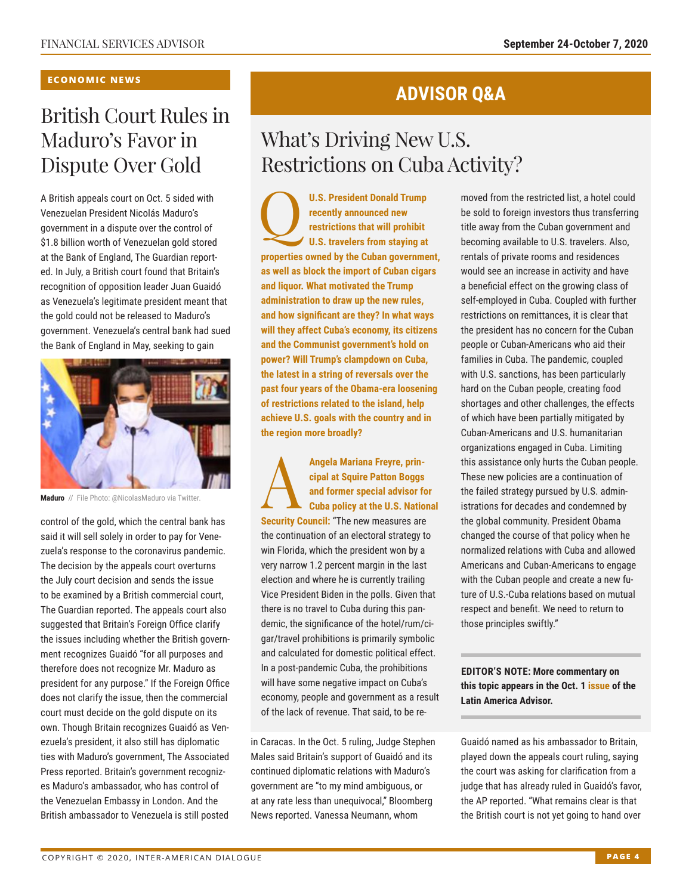ECONOMIC NEWS

## British Court Rules in Maduro's Favor in Dispute Over Gold

A British appeals court on Oct. 5 sided with Venezuelan President Nicolás Maduro's government in a dispute over the control of $1.8 billion worth of Venezuelan gold stored at the Bank of England, The Guardian reported. In July, a British court found that Britain's recognition of opposition leader Juan Guaidó as Venezuela's legitimate president meant that the gold could not be released to Maduro's government. Venezuela's central bank had sued the Bank of England in May, seeking to gain control of the gold, which the central bank has said it will sell solely in order to pay for Venezuela's response to the coronavirus pandemic. The decision by the appeals court overturns the July court decision and sends the issue to be examined by a British commercial court, The Guardian reported. The appeals court also suggested that Britain's Foreign Office clarify the issues including whether the British government recognizes Guaidó "for all purposes and therefore does not recognize Mr. Maduro as president for any purpose." If the Foreign Office does not clarify the issue, then the commercial court must decide on the gold dispute on its own. Though Britain recognizes Guaidó as Venezuela's president, it also still has diplomatic ties with Maduro's government, The Associated Press reported. Britain's government recognizes Maduro's ambassador, who has control of the Venezuelan Embassy in London. And the British ambassador to Venezuela is still posted in Caracas. In the Oct. 5 ruling, Judge Stephen Males said Britain's support of Guaidó and its continued diplomatic relations with Maduro's government are "to my mind ambiguous, or at any rate less than unequivocal," Bloomberg News reported. Vanessa Neumann, whom Guaidó named as his ambassador to Britain, played down the appeals court ruling, saying the court was asking for clarification from a judge that has already ruled in Guaidó's favor, the AP reported. "What remains clear is that the British court is not yet going to hand over

**Maduro** // File Photo: @NicolasMaduro via Twitter.

# ADVISOR Q&A

## What's Driving New U.S. Restrictions on Cuba Activity?

**Q U.S. President Donald Trump recently announced new restrictions that will prohibit U.S. travelers from staying at properties owned by the Cuban government, as well as block the import of Cuban cigars and liquor. What motivated the Trump administration to draw up the new rules, and how significant are they? In what ways will they affect Cuba's economy, its citizens and the Communist government's hold on power? Will Trump's clampdown on Cuba, the latest in a string of reversals over the past four years of the Obama-era loosening of restrictions related to the island, help achieve U.S. goals with the country and in the region more broadly?**

**A Angela Mariana Freyre, principal at Squire Patton Boggs and former special advisor for Cuba policy at the U.S. National Security Council:** "The new measures are the continuation of an electoral strategy to win Florida, which the president won by a very narrow 1.2 percent margin in the last election and where he is currently trailing Vice President Biden in the polls. Given that there is no travel to Cuba during this pandemic, the significance of the hotel/rum/cigar/travel prohibitions is primarily symbolic and calculated for domestic political effect. In a post-pandemic Cuba, the prohibitions will have some negative impact on Cuba's economy, people and government as a result of the lack of revenue. That said, to be removed from the restricted list, a hotel could be sold to foreign investors thus transferring title away from the Cuban government and becoming available to U.S. travelers. Also, rentals of private rooms and residences would see an increase in activity and have a beneficial effect on the growing class of self-employed in Cuba. Coupled with further restrictions on remittances, it is clear that the president has no concern for the Cuban people or Cuban-Americans who aid their families in Cuba. The pandemic, coupled with U.S. sanctions, has been particularly hard on the Cuban people, creating food shortages and other challenges, the effects of which have been partially mitigated by Cuban-Americans and U.S. humanitarian organizations engaged in Cuba. Limiting this assistance only hurts the Cuban people. These new policies are a continuation of the failed strategy pursued by U.S. administrations for decades and condemned by the global community. President Obama changed the course of that policy when he normalized relations with Cuba and allowed Americans and Cuban-Americans to engage with the Cuban people and create a new future of U.S.-Cuba relations based on mutual respect and benefit. We need to return to those principles swiftly."

**EDITOR'S NOTE: More commentary on this topic appears in the Oct. 1 issue of the Latin America Advisor.**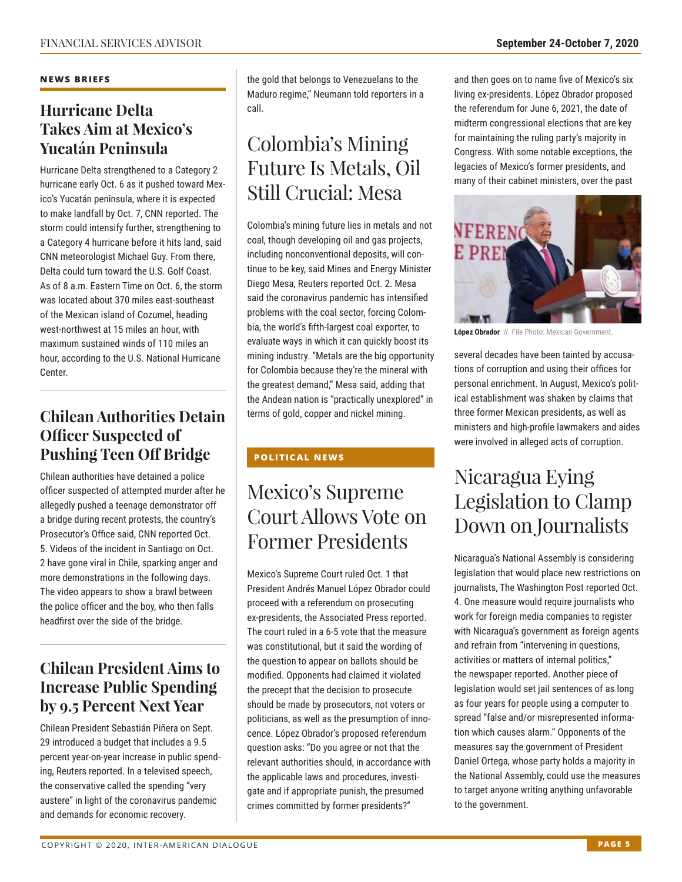**NEWS BRIEFS**

## Hurricane Delta Takes Aim at Mexico's Yucatán Peninsula

Hurricane Delta strengthened to a Category 2 hurricane early Oct. 6 as it pushed toward Mexico's Yucatán peninsula, where it is expected to make landfall by Oct. 7, CNN reported. The storm could intensify further, strengthening to a Category 4 hurricane before it hits land, said CNN meteorologist Michael Guy. From there, Delta could turn toward the U.S. Golf Coast. As of 8 a.m. Eastern Time on Oct. 6, the storm was located about 370 miles east-southeast of the Mexican island of Cozumel, heading west-northwest at 15 miles an hour, with maximum sustained winds of 110 miles an hour, according to the U.S. National Hurricane Center.

## Chilean Authorities Detain Officer Suspected of Pushing Teen Off Bridge

Chilean authorities have detained a police officer suspected of attempted murder after he allegedly pushed a teenage demonstrator off a bridge during recent protests, the country's Prosecutor's Office said, CNN reported Oct. 5. Videos of the incident in Santiago on Oct. 2 have gone viral in Chile, sparking anger and more demonstrations in the following days. The video appears to show a brawl between the police officer and the boy, who then falls headfirst over the side of the bridge.

## Chilean President Aims to Increase Public Spending by 9.5 Percent Next Year

Chilean President Sebastián Piñera on Sept. 29 introduced a budget that includes a 9.5 percent year-on-year increase in public spending, Reuters reported. In a televised speech, the conservative called the spending "very austere" in light of the coronavirus pandemic and demands for economic recovery.

the gold that belongs to Venezuelans to the Maduro regime," Neumann told reporters in a call.

## Colombia's Mining Future Is Metals, Oil Still Crucial: Mesa

Colombia's mining future lies in metals and not coal, though developing oil and gas projects, including nonconventional deposits, will continue to be key, said Mines and Energy Minister Diego Mesa, Reuters reported Oct. 2. Mesa said the coronavirus pandemic has intensified problems with the coal sector, forcing Colombia, the world's fifth-largest coal exporter, to evaluate ways in which it can quickly boost its mining industry. "Metals are the big opportunity for Colombia because they're the mineral with the greatest demand," Mesa said, adding that the Andean nation is "practically unexplored" in terms of gold, copper and nickel mining.

**POLITICAL NEWS**

## Mexico's Supreme Court Allows Vote on Former Presidents

Mexico's Supreme Court ruled Oct. 1 that President Andrés Manuel López Obrador could proceed with a referendum on prosecuting ex-presidents, the Associated Press reported. The court ruled in a 6-5 vote that the measure was constitutional, but it said the wording of the question to appear on ballots should be modified. Opponents had claimed it violated the precept that the decision to prosecute should be made by prosecutors, not voters or politicians, as well as the presumption of innocence. López Obrador's proposed referendum question asks: "Do you agree or not that the relevant authorities should, in accordance with the applicable laws and procedures, investigate and if appropriate punish, the presumed crimes committed by former presidents?" and then goes on to name five of Mexico's six living ex-presidents. López Obrador proposed the referendum for June 6, 2021, the date of midterm congressional elections that are key for maintaining the ruling party's majority in Congress. With some notable exceptions, the legacies of Mexico's former presidents, and many of their cabinet ministers, over the past several decades have been tainted by accusations of corruption and using their offices for personal enrichment. In August, Mexico's political establishment was shaken by claims that three former Mexican presidents, as well as ministers and high-profile lawmakers and aides were involved in alleged acts of corruption.

**López Obrador** // File Photo: Mexican Government.

## Nicaragua Eying Legislation to Clamp Down on Journalists

Nicaragua's National Assembly is considering legislation that would place new restrictions on journalists, The Washington Post reported Oct. 4. One measure would require journalists who work for foreign media companies to register with Nicaragua's government as foreign agents and refrain from "intervening in questions, activities or matters of internal politics," the newspaper reported. Another piece of legislation would set jail sentences of as long as four years for people using a computer to spread "false and/or misrepresented information which causes alarm." Opponents of the measures say the government of President Daniel Ortega, whose party holds a majority in the National Assembly, could use the measures to target anyone writing anything unfavorable to the government.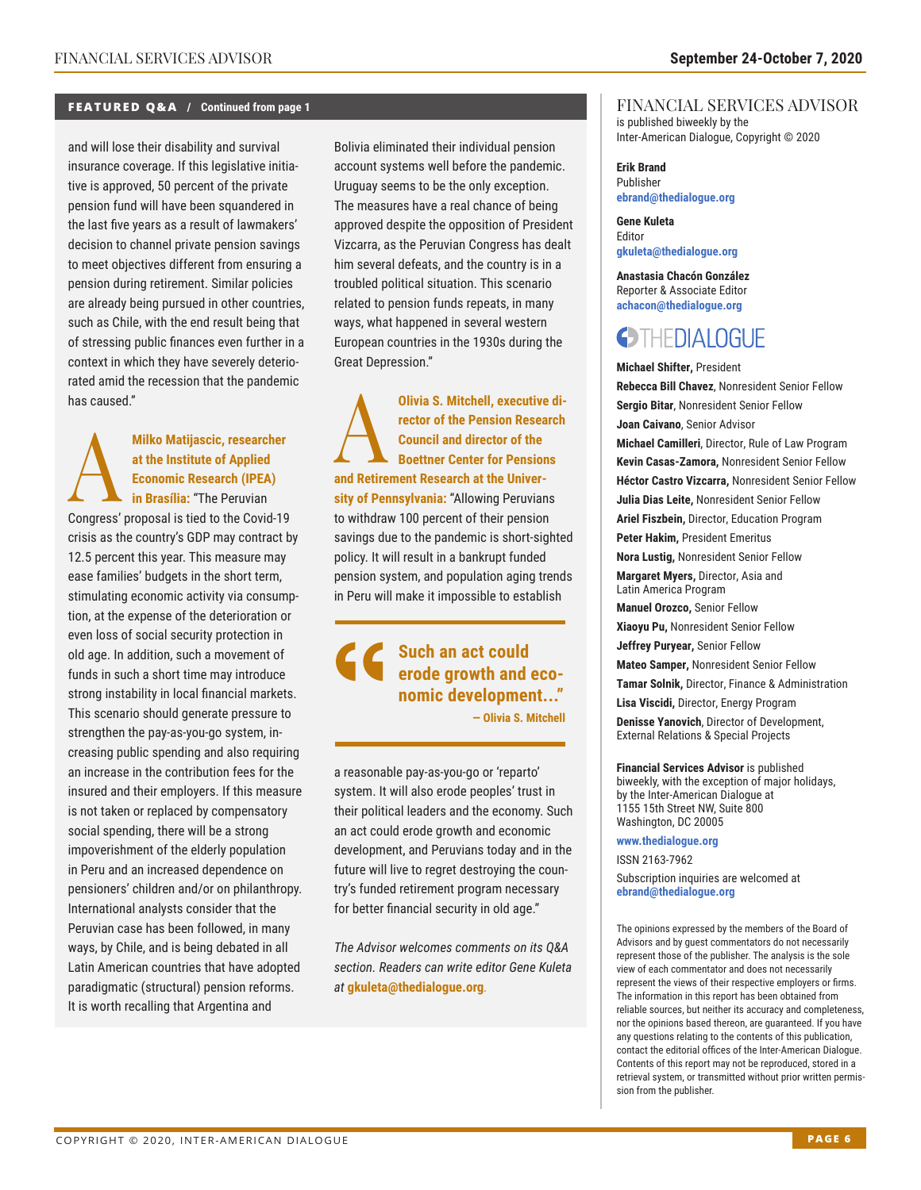**FEATURED Q&A / Continued from page 1**

and will lose their disability and survival insurance coverage. If this legislative initiative is approved, 50 percent of the private pension fund will have been squandered in the last five years as a result of lawmakers' decision to channel private pension savings to meet objectives different from ensuring a pension during retirement. Similar policies are already being pursued in other countries, such as Chile, with the end result being that of stressing public finances even further in a context in which they have severely deteriorated amid the recession that the pandemic has caused."

**A** **Milko Matijascic, researcher at the Institute of Applied Economic Research (IPEA) in Brasília:** "The Peruvian Congress' proposal is tied to the Covid-19 crisis as the country's GDP may contract by 12.5 percent this year. This measure may ease families' budgets in the short term, stimulating economic activity via consumption, at the expense of the deterioration or even loss of social security protection in old age. In addition, such a movement of funds in such a short time may introduce strong instability in local financial markets. This scenario should generate pressure to strengthen the pay-as-you-go system, increasing public spending and also requiring an increase in the contribution fees for the insured and their employers. If this measure is not taken or replaced by compensatory social spending, there will be a strong impoverishment of the elderly population in Peru and an increased dependence on pensioners' children and/or on philanthropy. International analysts consider that the Peruvian case has been followed, in many ways, by Chile, and is being debated in all Latin American countries that have adopted paradigmatic (structural) pension reforms. It is worth recalling that Argentina and Bolivia eliminated their individual pension account systems well before the pandemic. Uruguay seems to be the only exception. The measures have a real chance of being approved despite the opposition of President Vizcarra, as the Peruvian Congress has dealt him several defeats, and the country is in a troubled political situation. This scenario related to pension funds repeats, in many ways, what happened in several western European countries in the 1930s during the Great Depression."

**A** **Olivia S. Mitchell, executive director of the Pension Research Council and director of the Boettner Center for Pensions and Retirement Research at the University of Pennsylvania:** "Allowing Peruvians to withdraw 100 percent of their pension savings due to the pandemic is short-sighted policy. It will result in a bankrupt funded pension system, and population aging trends in Peru will make it impossible to establish a reasonable pay-as-you-go or 'reparto' system. It will also erode peoples' trust in their political leaders and the economy. Such an act could erode growth and economic development, and Peruvians today and in the future will live to regret destroying the country's funded retirement program necessary for better financial security in old age."

> **Such an act could erode growth and economic development..."**
> — Olivia S. Mitchell

*The Advisor welcomes comments on its Q&A section. Readers can write editor Gene Kuleta at* **gkuleta@thedialogue.org**.

---

FINANCIAL SERVICES ADVISOR
is published biweekly by the Inter-American Dialogue, Copyright © 2020

**Erik Brand**
Publisher
**ebrand@thedialogue.org**

**Gene Kuleta**
Editor
**gkuleta@thedialogue.org**

**Anastasia Chacón González**
Reporter & Associate Editor
**achacon@thedialogue.org**

THEDIALOGUE

**Michael Shifter,** President
**Rebecca Bill Chavez**, Nonresident Senior Fellow
**Sergio Bitar**, Nonresident Senior Fellow
**Joan Caivano**, Senior Advisor
**Michael Camilleri**, Director, Rule of Law Program
**Kevin Casas-Zamora,** Nonresident Senior Fellow
**Héctor Castro Vizcarra,** Nonresident Senior Fellow
**Julia Dias Leite,** Nonresident Senior Fellow
**Ariel Fiszbein,** Director, Education Program
**Peter Hakim,** President Emeritus
**Nora Lustig,** Nonresident Senior Fellow
**Margaret Myers,** Director, Asia and Latin America Program
**Manuel Orozco,** Senior Fellow
**Xiaoyu Pu,** Nonresident Senior Fellow
**Jeffrey Puryear,** Senior Fellow
**Mateo Samper,** Nonresident Senior Fellow
**Tamar Solnik,** Director, Finance & Administration
**Lisa Viscidi,** Director, Energy Program
**Denisse Yanovich**, Director of Development, External Relations & Special Projects

**Financial Services Advisor** is published biweekly, with the exception of major holidays, by the Inter-American Dialogue at
1155 15th Street NW, Suite 800
Washington, DC 20005

**www.thedialogue.org**

ISSN 2163-7962

Subscription inquiries are welcomed at **ebrand@thedialogue.org**

The opinions expressed by the members of the Board of Advisors and by guest commentators do not necessarily represent those of the publisher. The analysis is the sole view of each commentator and does not necessarily represent the views of their respective employers or firms. The information in this report has been obtained from reliable sources, but neither its accuracy and completeness, nor the opinions based thereon, are guaranteed. If you have any questions relating to the contents of this publication, contact the editorial offices of the Inter-American Dialogue. Contents of this report may not be reproduced, stored in a retrieval system, or transmitted without prior written permission from the publisher.